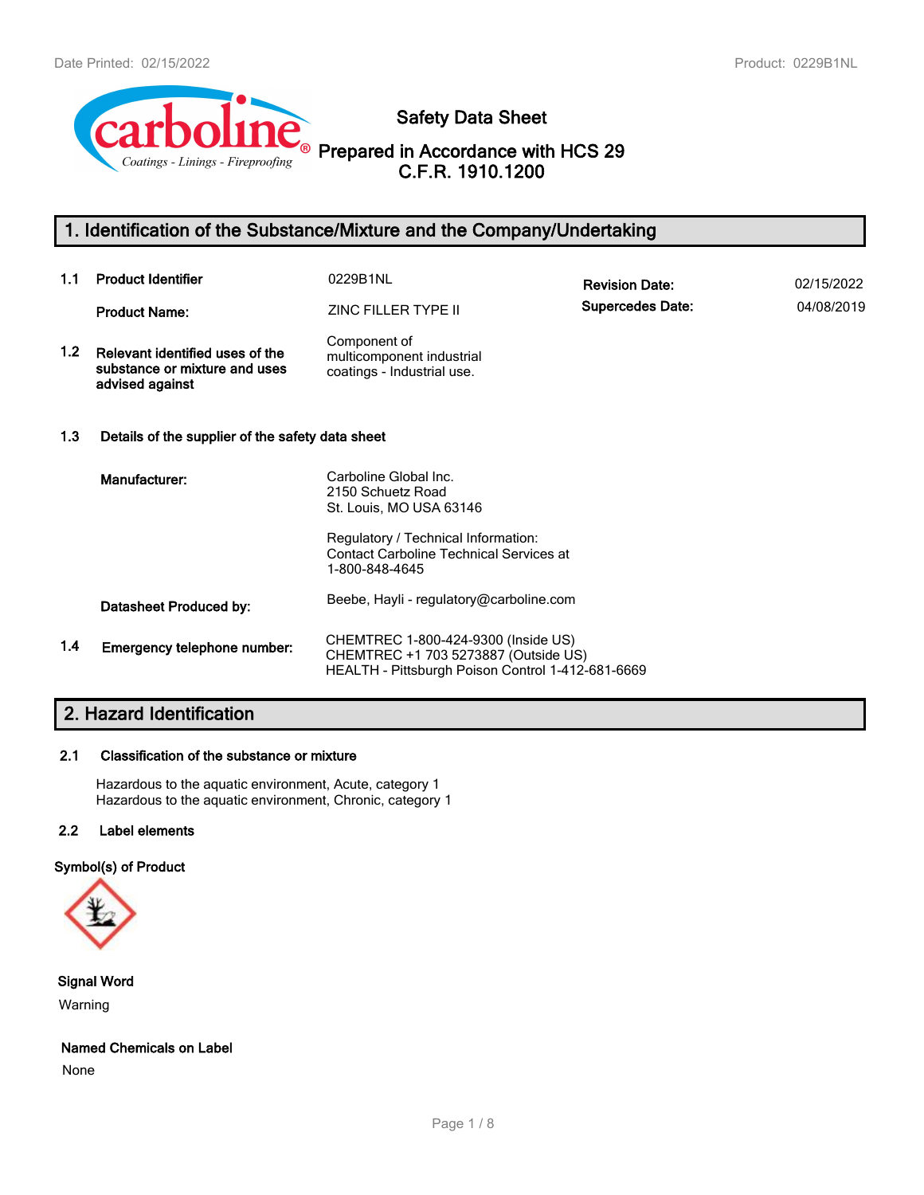# Safety Data Sheet

## Prepared in Accordance with HCS 29 C.F.R. 1910.1200

## 1. Identification of the Substance/Mixture and the Company/Undertaking

**1.1 Product Identifier** 0229B1NL

**Product Name:** ZINC FILLER TYPE II

**Revision Date:** 02/15/2022

**Supercedes Date:** 04/08/2019

**1.2 Relevant identified uses of the substance or mixture and uses advised against**

Component of multicomponent industrial coatings - Industrial use.

**1.3 Details of the supplier of the safety data sheet**

**Manufacturer:**

Carboline Global Inc.
2150 Schuetz Road
St. Louis, MO USA 63146

Regulatory / Technical Information:
Contact Carboline Technical Services at 1-800-848-4645

**Datasheet Produced by:** Beebe, Hayli - regulatory@carboline.com

**1.4 Emergency telephone number:**

CHEMTREC 1-800-424-9300 (Inside US)
CHEMTREC +1 703 5273887 (Outside US)
HEALTH - Pittsburgh Poison Control 1-412-681-6669

## 2. Hazard Identification

**2.1 Classification of the substance or mixture**

Hazardous to the aquatic environment, Acute, category 1
Hazardous to the aquatic environment, Chronic, category 1

**2.2 Label elements**

**Symbol(s) of Product**

**Signal Word**

Warning

**Named Chemicals on Label**

None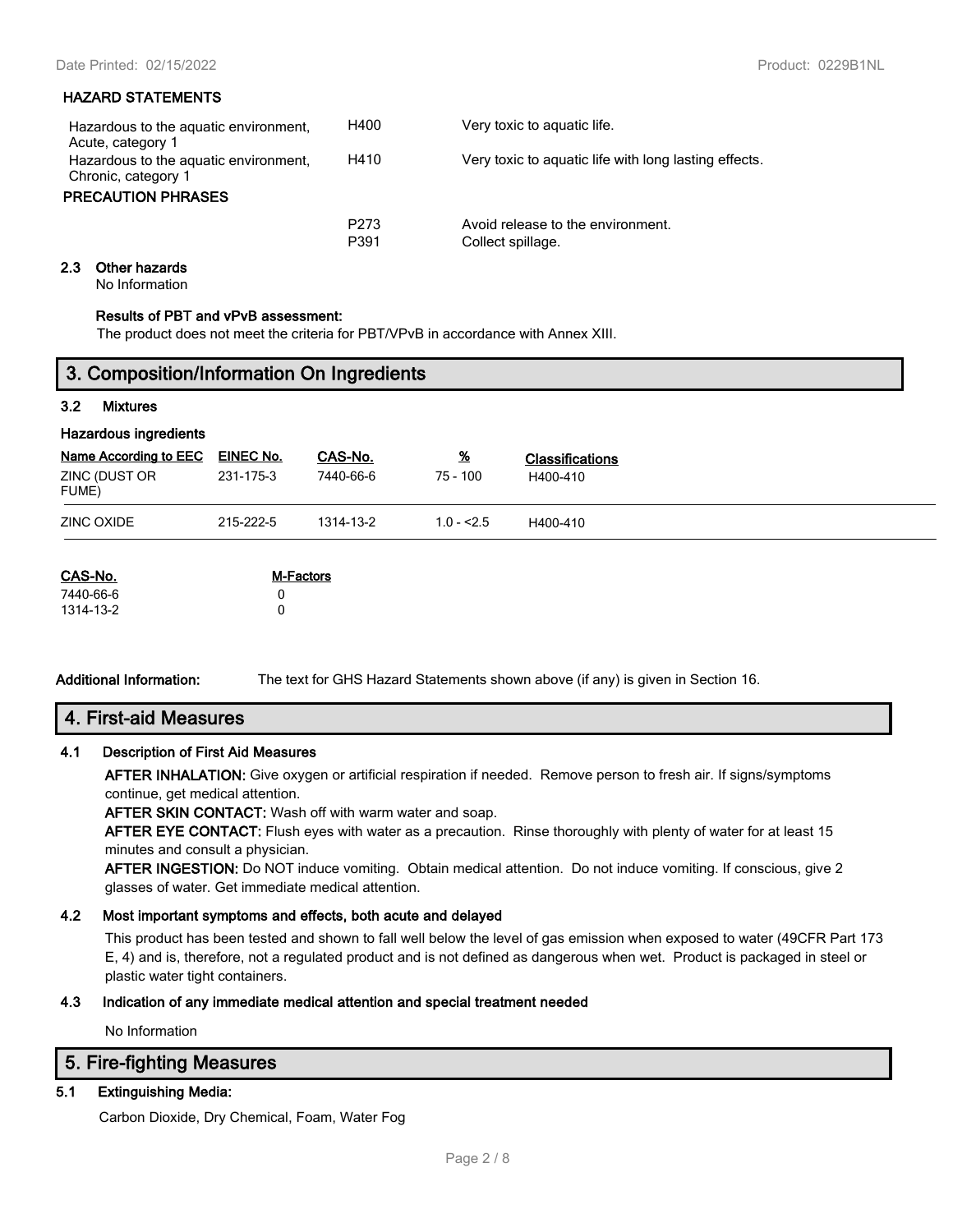#### HAZARD STATEMENTS

| | | |
|---|---|---|
| Hazardous to the aquatic environment, Acute, category 1 | H400 | Very toxic to aquatic life. |
| Hazardous to the aquatic environment, Chronic, category 1 | H410 | Very toxic to aquatic life with long lasting effects. |

#### PRECAUTION PHRASES

| | |
|---|---|
| P273 | Avoid release to the environment. |
| P391 | Collect spillage. |

### 2.3 Other hazards

No Information

**Results of PBT and vPvB assessment:**

The product does not meet the criteria for PBT/VPvB in accordance with Annex XIII.

## 3. Composition/Information On Ingredients

### 3.2 Mixtures

**Hazardous ingredients**

| Name According to EEC | EINEC No. | CAS-No. | % | Classifications |
|---|---|---|---|---|
| ZINC (DUST OR FUME) | 231-175-3 | 7440-66-6 | 75 - 100 | H400-410 |
| ZINC OXIDE | 215-222-5 | 1314-13-2 | 1.0 - <2.5 | H400-410 |

| CAS-No. | M-Factors |
|---|---|
| 7440-66-6 | 0 |
| 1314-13-2 | 0 |

**Additional Information:** The text for GHS Hazard Statements shown above (if any) is given in Section 16.

## 4. First-aid Measures

### 4.1 Description of First Aid Measures

**AFTER INHALATION:** Give oxygen or artificial respiration if needed. Remove person to fresh air. If signs/symptoms continue, get medical attention.

**AFTER SKIN CONTACT:** Wash off with warm water and soap.

**AFTER EYE CONTACT:** Flush eyes with water as a precaution. Rinse thoroughly with plenty of water for at least 15 minutes and consult a physician.

**AFTER INGESTION:** Do NOT induce vomiting. Obtain medical attention. Do not induce vomiting. If conscious, give 2 glasses of water. Get immediate medical attention.

### 4.2 Most important symptoms and effects, both acute and delayed

This product has been tested and shown to fall well below the level of gas emission when exposed to water (49CFR Part 173 E, 4) and is, therefore, not a regulated product and is not defined as dangerous when wet. Product is packaged in steel or plastic water tight containers.

### 4.3 Indication of any immediate medical attention and special treatment needed

No Information

## 5. Fire-fighting Measures

### 5.1 Extinguishing Media:

Carbon Dioxide, Dry Chemical, Foam, Water Fog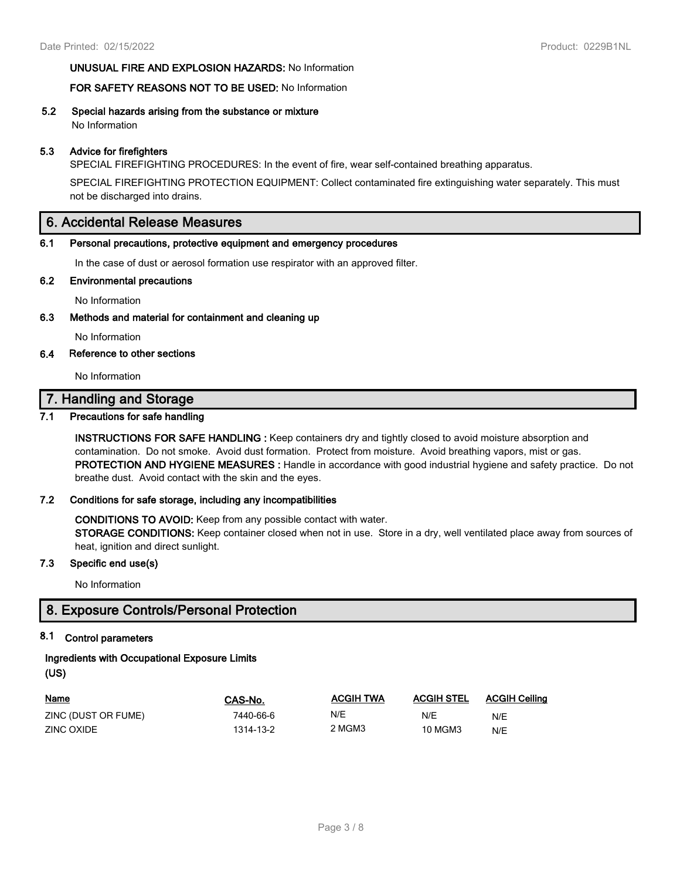**UNUSUAL FIRE AND EXPLOSION HAZARDS:** No Information

**FOR SAFETY REASONS NOT TO BE USED:** No Information

### 5.2 Special hazards arising from the substance or mixture

No Information

### 5.3 Advice for firefighters

SPECIAL FIREFIGHTING PROCEDURES: In the event of fire, wear self-contained breathing apparatus.

SPECIAL FIREFIGHTING PROTECTION EQUIPMENT: Collect contaminated fire extinguishing water separately. This must not be discharged into drains.

## 6. Accidental Release Measures

### 6.1 Personal precautions, protective equipment and emergency procedures

In the case of dust or aerosol formation use respirator with an approved filter.

### 6.2 Environmental precautions

No Information

### 6.3 Methods and material for containment and cleaning up

No Information

### 6.4 Reference to other sections

No Information

## 7. Handling and Storage

### 7.1 Precautions for safe handling

**INSTRUCTIONS FOR SAFE HANDLING :** Keep containers dry and tightly closed to avoid moisture absorption and contamination. Do not smoke. Avoid dust formation. Protect from moisture. Avoid breathing vapors, mist or gas.
**PROTECTION AND HYGIENE MEASURES :** Handle in accordance with good industrial hygiene and safety practice. Do not breathe dust. Avoid contact with the skin and the eyes.

### 7.2 Conditions for safe storage, including any incompatibilities

**CONDITIONS TO AVOID:** Keep from any possible contact with water.
**STORAGE CONDITIONS:** Keep container closed when not in use. Store in a dry, well ventilated place away from sources of heat, ignition and direct sunlight.

### 7.3 Specific end use(s)

No Information

## 8. Exposure Controls/Personal Protection

### 8.1 Control parameters

**Ingredients with Occupational Exposure Limits (US)**

| Name | CAS-No. | ACGIH TWA | ACGIH STEL | ACGIH Ceiling |
|---|---|---|---|---|
| ZINC (DUST OR FUME) | 7440-66-6 | N/E | N/E | N/E |
| ZINC OXIDE | 1314-13-2 | 2 MGM3 | 10 MGM3 | N/E |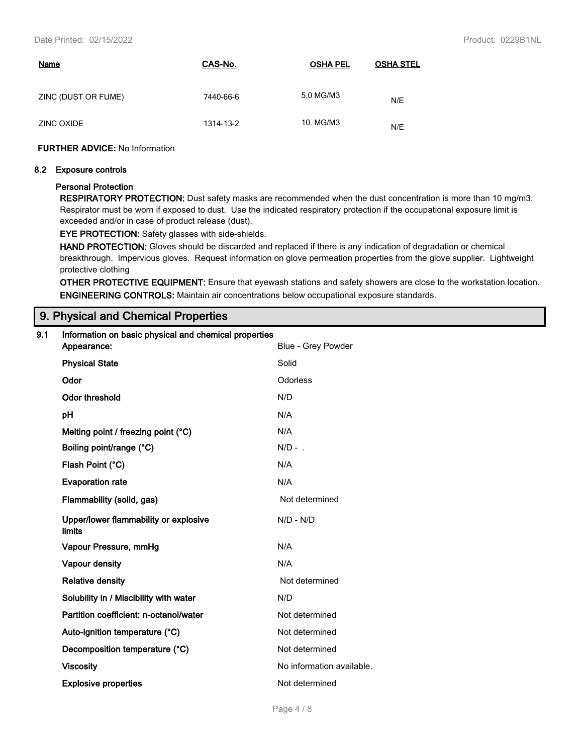| Name | CAS-No. | OSHA PEL | OSHA STEL |
|---|---|---|---|
| ZINC (DUST OR FUME) | 7440-66-6 | 5.0 MG/M3 | N/E |
| ZINC OXIDE | 1314-13-2 | 10. MG/M3 | N/E |

**FURTHER ADVICE:** No Information

**8.2 Exposure controls**

**Personal Protection**

**RESPIRATORY PROTECTION:** Dust safety masks are recommended when the dust concentration is more than 10 mg/m3. Respirator must be worn if exposed to dust. Use the indicated respiratory protection if the occupational exposure limit is exceeded and/or in case of product release (dust).

**EYE PROTECTION:** Safety glasses with side-shields.

**HAND PROTECTION:** Gloves should be discarded and replaced if there is any indication of degradation or chemical breakthrough. Impervious gloves. Request information on glove permeation properties from the glove supplier. Lightweight protective clothing

**OTHER PROTECTIVE EQUIPMENT:** Ensure that eyewash stations and safety showers are close to the workstation location.

**ENGINEERING CONTROLS:** Maintain air concentrations below occupational exposure standards.

## 9. Physical and Chemical Properties

**9.1 Information on basic physical and chemical properties**

| Property | Value |
|---|---|
| **Appearance:** | Blue - Grey Powder |
| **Physical State** | Solid |
| **Odor** | Odorless |
| **Odor threshold** | N/D |
| **pH** | N/A |
| **Melting point / freezing point (°C)** | N/A |
| **Boiling point/range (°C)** | N/D - . |
| **Flash Point (°C)** | N/A |
| **Evaporation rate** | N/A |
| **Flammability (solid, gas)** | Not determined |
| **Upper/lower flammability or explosive limits** | N/D - N/D |
| **Vapour Pressure, mmHg** | N/A |
| **Vapour density** | N/A |
| **Relative density** | Not determined |
| **Solubility in / Miscibility with water** | N/D |
| **Partition coefficient: n-octanol/water** | Not determined |
| **Auto-ignition temperature (°C)** | Not determined |
| **Decomposition temperature (°C)** | Not determined |
| **Viscosity** | No information available. |
| **Explosive properties** | Not determined |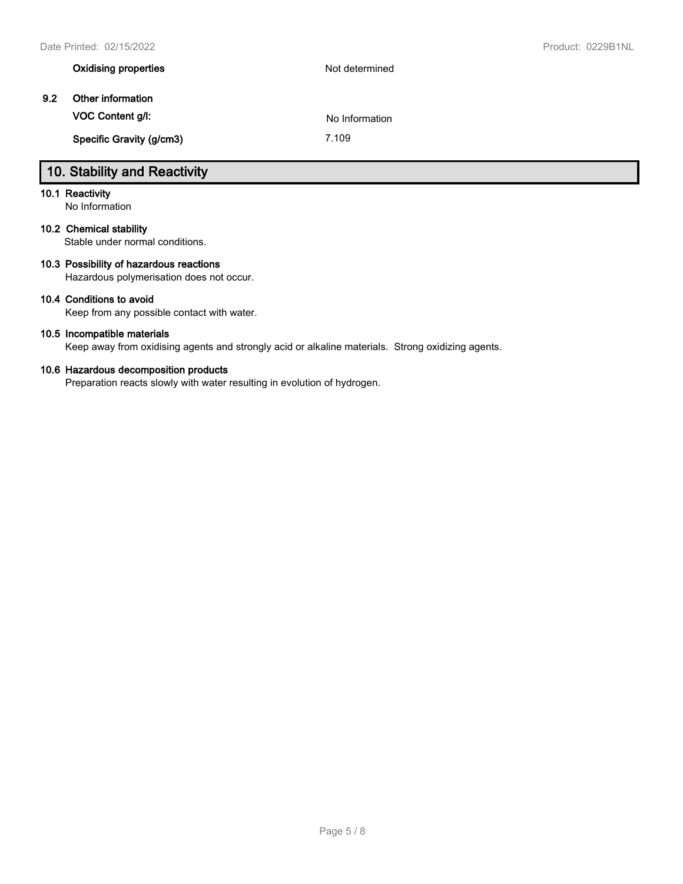| | |
|---|---|
| **Oxidising properties** | Not determined |

### 9.2 Other information

| | |
|---|---|
| **VOC Content g/l:** | No Information |
| **Specific Gravity (g/cm3)** | 7.109 |

## 10. Stability and Reactivity

**10.1 Reactivity**

No Information

**10.2 Chemical stability**

Stable under normal conditions.

**10.3 Possibility of hazardous reactions**

Hazardous polymerisation does not occur.

**10.4 Conditions to avoid**

Keep from any possible contact with water.

**10.5 Incompatible materials**

Keep away from oxidising agents and strongly acid or alkaline materials. Strong oxidizing agents.

**10.6 Hazardous decomposition products**

Preparation reacts slowly with water resulting in evolution of hydrogen.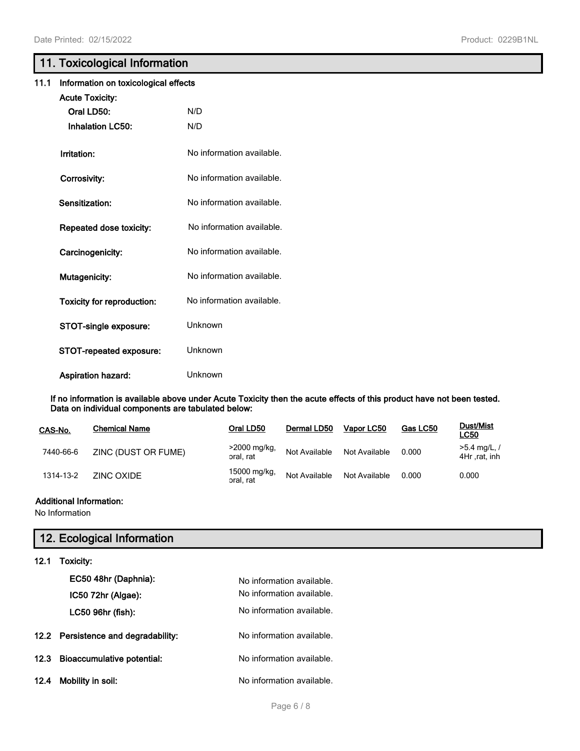## 11. Toxicological Information

### 11.1 Information on toxicological effects

**Acute Toxicity:**

**Oral LD50:** N/D

**Inhalation LC50:** N/D

**Irritation:** No information available.

**Corrosivity:** No information available.

**Sensitization:** No information available.

**Repeated dose toxicity:** No information available.

**Carcinogenicity:** No information available.

**Mutagenicity:** No information available.

**Toxicity for reproduction:** No information available.

**STOT-single exposure:** Unknown

**STOT-repeated exposure:** Unknown

**Aspiration hazard:** Unknown

**If no information is available above under Acute Toxicity then the acute effects of this product have not been tested. Data on individual components are tabulated below:**

| CAS-No. | Chemical Name | Oral LD50 | Dermal LD50 | Vapor LC50 | Gas LC50 | Dust/Mist LC50 |
|---|---|---|---|---|---|---|
| 7440-66-6 | ZINC (DUST OR FUME) | >2000 mg/kg, oral, rat | Not Available | Not Available | 0.000 | >5.4 mg/L, / 4Hr ,rat, inh |
| 1314-13-2 | ZINC OXIDE | 15000 mg/kg, oral, rat | Not Available | Not Available | 0.000 | 0.000 |

**Additional Information:**

No Information

## 12. Ecological Information

### 12.1 Toxicity:

**EC50 48hr (Daphnia):** No information available.

**IC50 72hr (Algae):** No information available.

**LC50 96hr (fish):** No information available.

### 12.2 Persistence and degradability:

No information available.

### 12.3 Bioaccumulative potential:

No information available.

### 12.4 Mobility in soil:

No information available.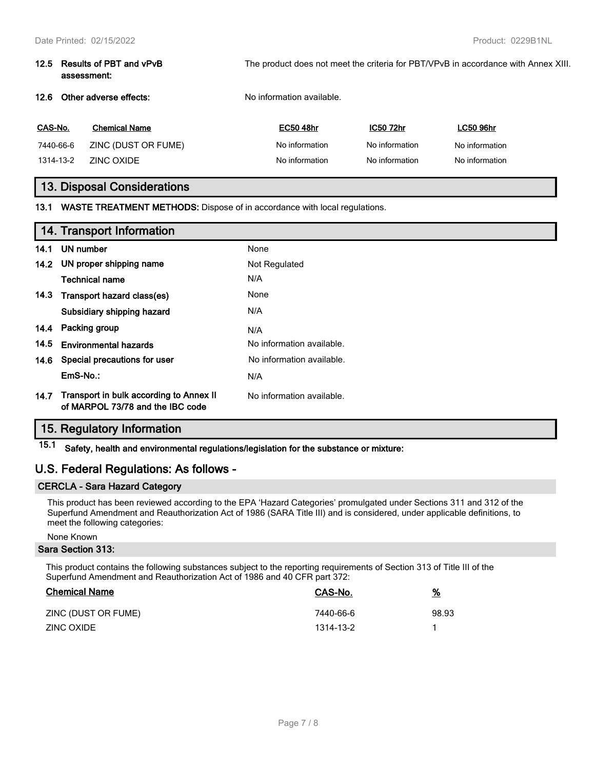**12.5 Results of PBT and vPvB assessment:** The product does not meet the criteria for PBT/VPvB in accordance with Annex XIII.

**12.6 Other adverse effects:** No information available.

| CAS-No. | Chemical Name | EC50 48hr | IC50 72hr | LC50 96hr |
| --- | --- | --- | --- | --- |
| 7440-66-6 | ZINC (DUST OR FUME) | No information | No information | No information |
| 1314-13-2 | ZINC OXIDE | No information | No information | No information |

## 13. Disposal Considerations

**13.1 WASTE TREATMENT METHODS:** Dispose of in accordance with local regulations.

## 14. Transport Information

| | | |
| --- | --- | --- |
| **14.1** | **UN number** | None |
| **14.2** | **UN proper shipping name** | Not Regulated |
| | **Technical name** | N/A |
| **14.3** | **Transport hazard class(es)** | None |
| | **Subsidiary shipping hazard** | N/A |
| **14.4** | **Packing group** | N/A |
| **14.5** | **Environmental hazards** | No information available. |
| **14.6** | **Special precautions for user** | No information available. |
| | **EmS-No.:** | N/A |
| **14.7** | **Transport in bulk according to Annex II of MARPOL 73/78 and the IBC code** | No information available. |

## 15. Regulatory Information

**15.1 Safety, health and environmental regulations/legislation for the substance or mixture:**

## U.S. Federal Regulations: As follows -

### CERCLA - Sara Hazard Category

This product has been reviewed according to the EPA 'Hazard Categories' promulgated under Sections 311 and 312 of the Superfund Amendment and Reauthorization Act of 1986 (SARA Title III) and is considered, under applicable definitions, to meet the following categories:

None Known

### Sara Section 313:

This product contains the following substances subject to the reporting requirements of Section 313 of Title III of the Superfund Amendment and Reauthorization Act of 1986 and 40 CFR part 372:

| Chemical Name | CAS-No. | % |
| --- | --- | --- |
| ZINC (DUST OR FUME) | 7440-66-6 | 98.93 |
| ZINC OXIDE | 1314-13-2 | 1 |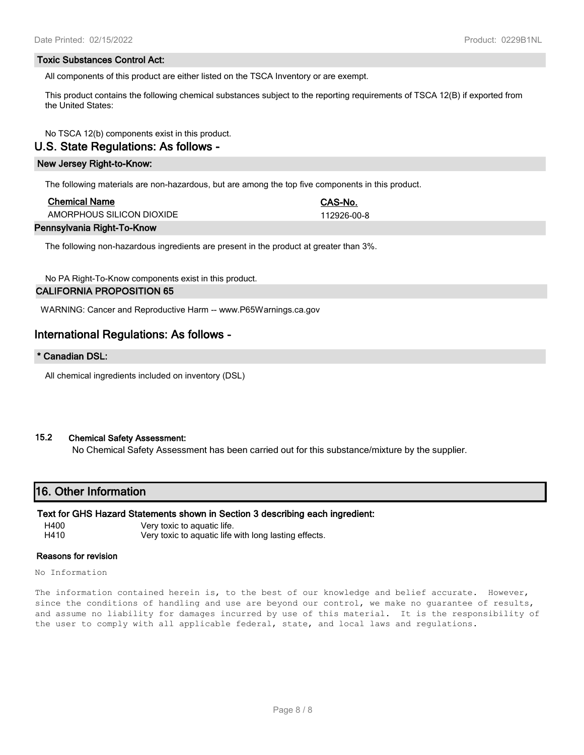### Toxic Substances Control Act:

All components of this product are either listed on the TSCA Inventory or are exempt.

This product contains the following chemical substances subject to the reporting requirements of TSCA 12(B) if exported from the United States:

No TSCA 12(b) components exist in this product.

## U.S. State Regulations: As follows -

### New Jersey Right-to-Know:

The following materials are non-hazardous, but are among the top five components in this product.

| Chemical Name | CAS-No. |
| --- | --- |
| AMORPHOUS SILICON DIOXIDE | 112926-00-8 |

### Pennsylvania Right-To-Know

The following non-hazardous ingredients are present in the product at greater than 3%.

No PA Right-To-Know components exist in this product.

### CALIFORNIA PROPOSITION 65

WARNING: Cancer and Reproductive Harm -- www.P65Warnings.ca.gov

## International Regulations: As follows -

### * Canadian DSL:

All chemical ingredients included on inventory (DSL)

### 15.2 Chemical Safety Assessment:

No Chemical Safety Assessment has been carried out for this substance/mixture by the supplier.

## 16. Other Information

### Text for GHS Hazard Statements shown in Section 3 describing each ingredient:

| | |
| --- | --- |
| H400 | Very toxic to aquatic life. |
| H410 | Very toxic to aquatic life with long lasting effects. |

### Reasons for revision

No Information

The information contained herein is, to the best of our knowledge and belief accurate. However, since the conditions of handling and use are beyond our control, we make no guarantee of results, and assume no liability for damages incurred by use of this material. It is the responsibility of the user to comply with all applicable federal, state, and local laws and regulations.